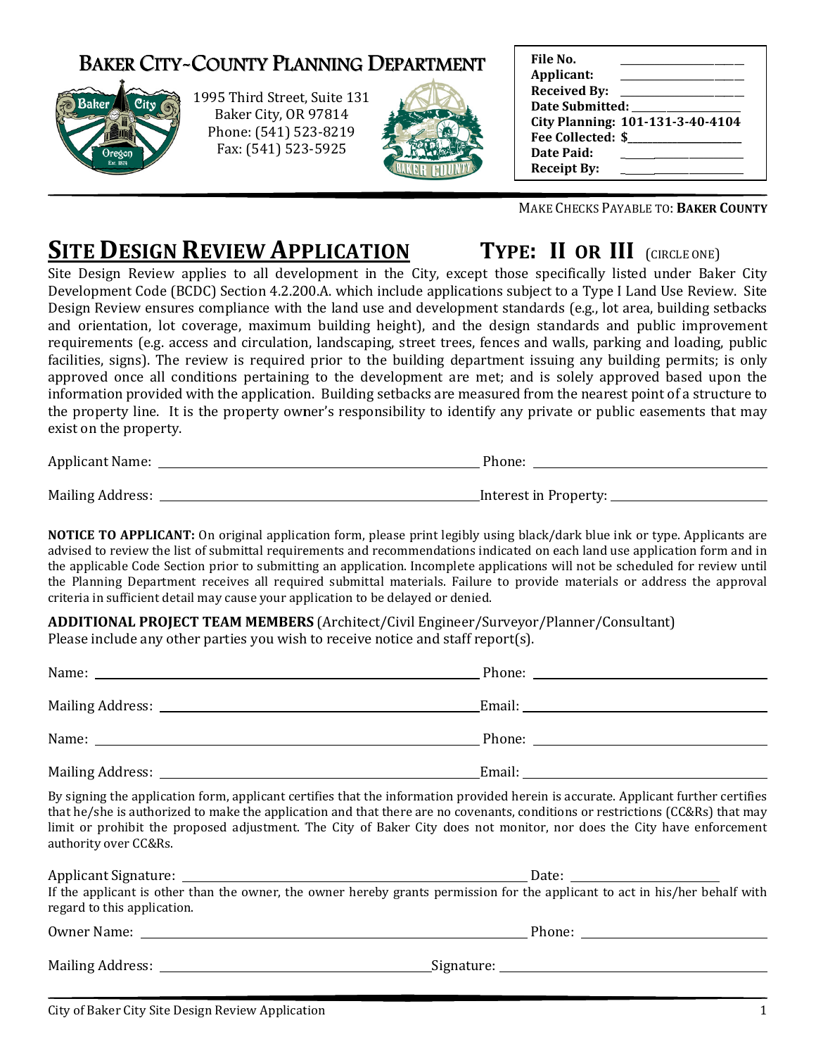# BAKER CITY-COUNTY PLANNING DEPARTMENT

1995 Third Street, Suite 131
Baker City, OR 97814
Phone: (541) 523-8219
Fax: (541) 523-5925

| | |
|---|---|
| **File No.** | |
| **Applicant:** | |
| **Received By:** | |
| **Date Submitted:** | |
| **City Planning:** | **101-131-3-40-4104** |
| **Fee Collected:** | **$** |
| **Date Paid:** | |
| **Receipt By:** | |

MAKE CHECKS PAYABLE TO: **BAKER COUNTY**

## SITE DESIGN REVIEW APPLICATION    TYPE: II OR III (CIRCLE ONE)

Site Design Review applies to all development in the City, except those specifically listed under Baker City Development Code (BCDC) Section 4.2.200.A. which include applications subject to a Type I Land Use Review. Site Design Review ensures compliance with the land use and development standards (e.g., lot area, building setbacks and orientation, lot coverage, maximum building height), and the design standards and public improvement requirements (e.g. access and circulation, landscaping, street trees, fences and walls, parking and loading, public facilities, signs). The review is required prior to the building department issuing any building permits; is only approved once all conditions pertaining to the development are met; and is solely approved based upon the information provided with the application. Building setbacks are measured from the nearest point of a structure to the property line. It is the property owner's responsibility to identify any private or public easements that may exist on the property.

Applicant Name: ______________________ Phone: ______________________

Mailing Address: ______________________ Interest in Property: ______________________

**NOTICE TO APPLICANT:** On original application form, please print legibly using black/dark blue ink or type. Applicants are advised to review the list of submittal requirements and recommendations indicated on each land use application form and in the applicable Code Section prior to submitting an application. Incomplete applications will not be scheduled for review until the Planning Department receives all required submittal materials. Failure to provide materials or address the approval criteria in sufficient detail may cause your application to be delayed or denied.

**ADDITIONAL PROJECT TEAM MEMBERS** (Architect/Civil Engineer/Surveyor/Planner/Consultant)
Please include any other parties you wish to receive notice and staff report(s).

Name: ______________________ Phone: ______________________

Mailing Address: ______________________ Email: ______________________

Name: ______________________ Phone: ______________________

Mailing Address: ______________________ Email: ______________________

By signing the application form, applicant certifies that the information provided herein is accurate. Applicant further certifies that he/she is authorized to make the application and that there are no covenants, conditions or restrictions (CC&Rs) that may limit or prohibit the proposed adjustment. The City of Baker City does not monitor, nor does the City have enforcement authority over CC&Rs.

Applicant Signature: ______________________ Date: ______________________

If the applicant is other than the owner, the owner hereby grants permission for the applicant to act in his/her behalf with regard to this application.

Owner Name: ______________________ Phone: ______________________

Mailing Address: ______________________ Signature: ______________________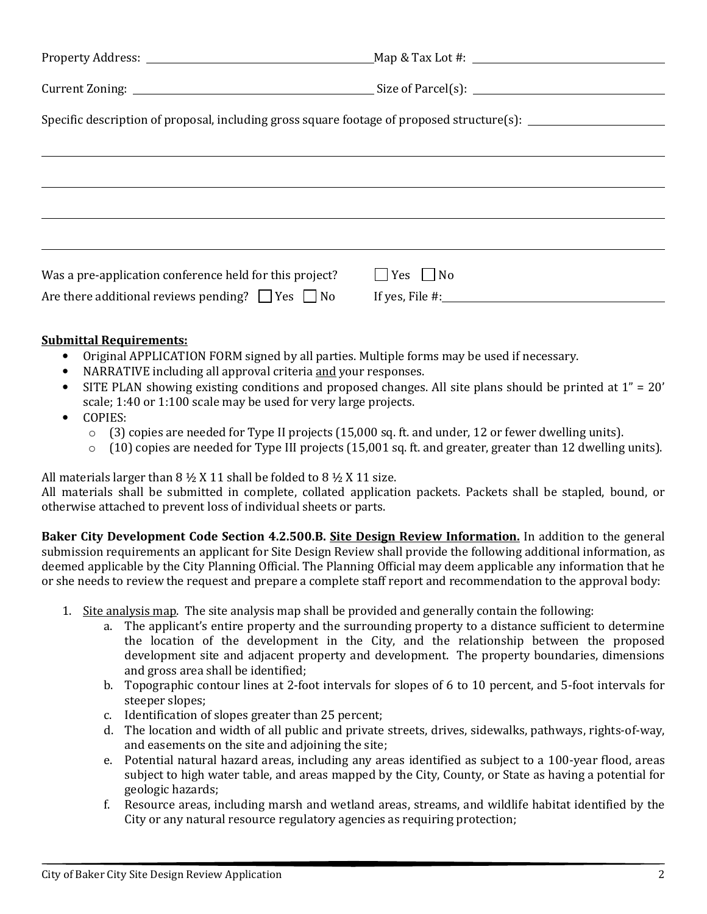Property Address: ______________________ Map & Tax Lot #: ______________________

Current Zoning: ______________________ Size of Parcel(s): ______________________

Specific description of proposal, including gross square footage of proposed structure(s): ______________________

______________________________________________________________________

______________________________________________________________________

______________________________________________________________________

______________________________________________________________________

Was a pre-application conference held for this project? ☐ Yes ☐ No

Are there additional reviews pending? ☐ Yes ☐ No If yes, File #: ______________________

**Submittal Requirements:**

- Original APPLICATION FORM signed by all parties. Multiple forms may be used if necessary.
- NARRATIVE including all approval criteria <u>and</u> your responses.
- SITE PLAN showing existing conditions and proposed changes. All site plans should be printed at 1" = 20' scale; 1:40 or 1:100 scale may be used for very large projects.
- COPIES:
  - (3) copies are needed for Type II projects (15,000 sq. ft. and under, 12 or fewer dwelling units).
  - (10) copies are needed for Type III projects (15,001 sq. ft. and greater, greater than 12 dwelling units).

All materials larger than 8 ½ X 11 shall be folded to 8 ½ X 11 size.
All materials shall be submitted in complete, collated application packets. Packets shall be stapled, bound, or otherwise attached to prevent loss of individual sheets or parts.

**Baker City Development Code Section 4.2.500.B. <u>Site Design Review Information.</u>** In addition to the general submission requirements an applicant for Site Design Review shall provide the following additional information, as deemed applicable by the City Planning Official. The Planning Official may deem applicable any information that he or she needs to review the request and prepare a complete staff report and recommendation to the approval body:

1. <u>Site analysis map</u>. The site analysis map shall be provided and generally contain the following:
   a. The applicant's entire property and the surrounding property to a distance sufficient to determine the location of the development in the City, and the relationship between the proposed development site and adjacent property and development. The property boundaries, dimensions and gross area shall be identified;
   b. Topographic contour lines at 2-foot intervals for slopes of 6 to 10 percent, and 5-foot intervals for steeper slopes;
   c. Identification of slopes greater than 25 percent;
   d. The location and width of all public and private streets, drives, sidewalks, pathways, rights-of-way, and easements on the site and adjoining the site;
   e. Potential natural hazard areas, including any areas identified as subject to a 100-year flood, areas subject to high water table, and areas mapped by the City, County, or State as having a potential for geologic hazards;
   f. Resource areas, including marsh and wetland areas, streams, and wildlife habitat identified by the City or any natural resource regulatory agencies as requiring protection;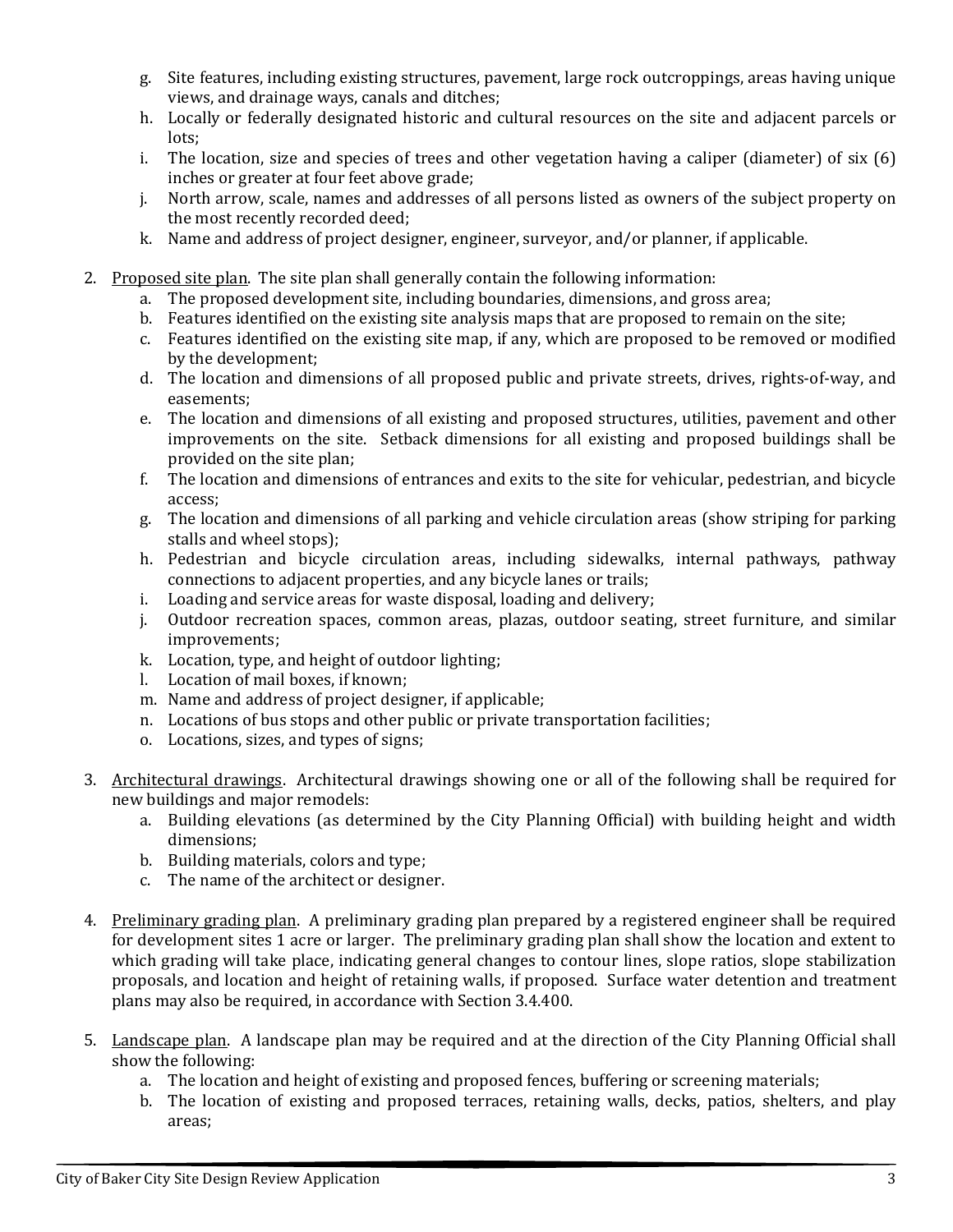g. Site features, including existing structures, pavement, large rock outcroppings, areas having unique views, and drainage ways, canals and ditches;
   h. Locally or federally designated historic and cultural resources on the site and adjacent parcels or lots;
   i. The location, size and species of trees and other vegetation having a caliper (diameter) of six (6) inches or greater at four feet above grade;
   j. North arrow, scale, names and addresses of all persons listed as owners of the subject property on the most recently recorded deed;
   k. Name and address of project designer, engineer, surveyor, and/or planner, if applicable.

2. Proposed site plan. The site plan shall generally contain the following information:
   a. The proposed development site, including boundaries, dimensions, and gross area;
   b. Features identified on the existing site analysis maps that are proposed to remain on the site;
   c. Features identified on the existing site map, if any, which are proposed to be removed or modified by the development;
   d. The location and dimensions of all proposed public and private streets, drives, rights-of-way, and easements;
   e. The location and dimensions of all existing and proposed structures, utilities, pavement and other improvements on the site. Setback dimensions for all existing and proposed buildings shall be provided on the site plan;
   f. The location and dimensions of entrances and exits to the site for vehicular, pedestrian, and bicycle access;
   g. The location and dimensions of all parking and vehicle circulation areas (show striping for parking stalls and wheel stops);
   h. Pedestrian and bicycle circulation areas, including sidewalks, internal pathways, pathway connections to adjacent properties, and any bicycle lanes or trails;
   i. Loading and service areas for waste disposal, loading and delivery;
   j. Outdoor recreation spaces, common areas, plazas, outdoor seating, street furniture, and similar improvements;
   k. Location, type, and height of outdoor lighting;
   l. Location of mail boxes, if known;
   m. Name and address of project designer, if applicable;
   n. Locations of bus stops and other public or private transportation facilities;
   o. Locations, sizes, and types of signs;

3. Architectural drawings. Architectural drawings showing one or all of the following shall be required for new buildings and major remodels:
   a. Building elevations (as determined by the City Planning Official) with building height and width dimensions;
   b. Building materials, colors and type;
   c. The name of the architect or designer.

4. Preliminary grading plan. A preliminary grading plan prepared by a registered engineer shall be required for development sites 1 acre or larger. The preliminary grading plan shall show the location and extent to which grading will take place, indicating general changes to contour lines, slope ratios, slope stabilization proposals, and location and height of retaining walls, if proposed. Surface water detention and treatment plans may also be required, in accordance with Section 3.4.400.

5. Landscape plan. A landscape plan may be required and at the direction of the City Planning Official shall show the following:
   a. The location and height of existing and proposed fences, buffering or screening materials;
   b. The location of existing and proposed terraces, retaining walls, decks, patios, shelters, and play areas;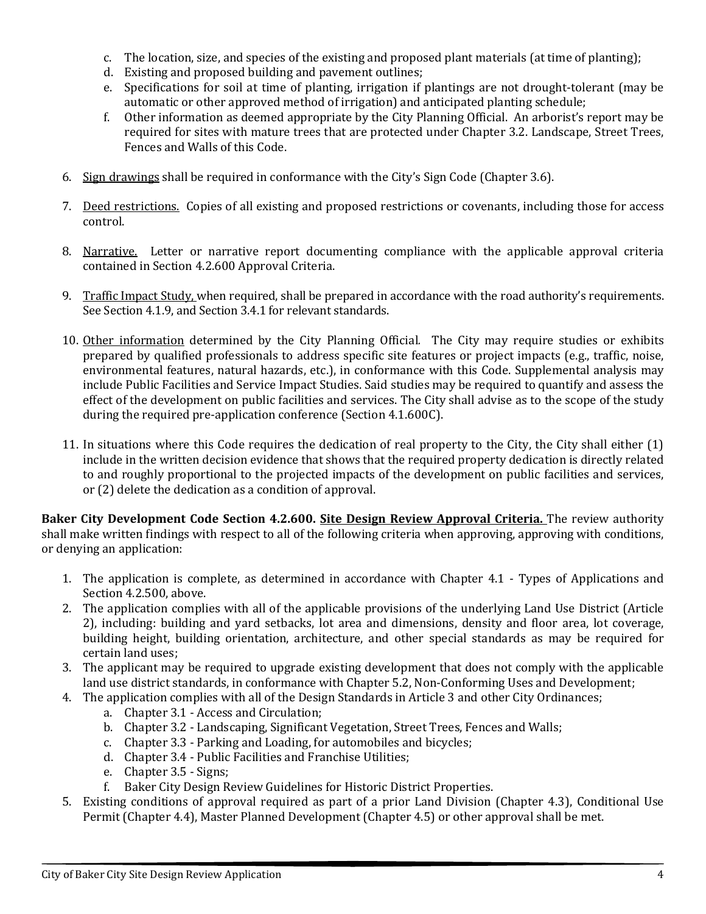c. The location, size, and species of the existing and proposed plant materials (at time of planting);
d. Existing and proposed building and pavement outlines;
e. Specifications for soil at time of planting, irrigation if plantings are not drought-tolerant (may be automatic or other approved method of irrigation) and anticipated planting schedule;
f. Other information as deemed appropriate by the City Planning Official. An arborist's report may be required for sites with mature trees that are protected under Chapter 3.2. Landscape, Street Trees, Fences and Walls of this Code.

6. Sign drawings shall be required in conformance with the City's Sign Code (Chapter 3.6).

7. Deed restrictions. Copies of all existing and proposed restrictions or covenants, including those for access control.

8. Narrative. Letter or narrative report documenting compliance with the applicable approval criteria contained in Section 4.2.600 Approval Criteria.

9. Traffic Impact Study, when required, shall be prepared in accordance with the road authority's requirements. See Section 4.1.9, and Section 3.4.1 for relevant standards.

10. Other information determined by the City Planning Official. The City may require studies or exhibits prepared by qualified professionals to address specific site features or project impacts (e.g., traffic, noise, environmental features, natural hazards, etc.), in conformance with this Code. Supplemental analysis may include Public Facilities and Service Impact Studies. Said studies may be required to quantify and assess the effect of the development on public facilities and services. The City shall advise as to the scope of the study during the required pre-application conference (Section 4.1.600C).

11. In situations where this Code requires the dedication of real property to the City, the City shall either (1) include in the written decision evidence that shows that the required property dedication is directly related to and roughly proportional to the projected impacts of the development on public facilities and services, or (2) delete the dedication as a condition of approval.

**Baker City Development Code Section 4.2.600. Site Design Review Approval Criteria.** The review authority shall make written findings with respect to all of the following criteria when approving, approving with conditions, or denying an application:

1. The application is complete, as determined in accordance with Chapter 4.1 - Types of Applications and Section 4.2.500, above.
2. The application complies with all of the applicable provisions of the underlying Land Use District (Article 2), including: building and yard setbacks, lot area and dimensions, density and floor area, lot coverage, building height, building orientation, architecture, and other special standards as may be required for certain land uses;
3. The applicant may be required to upgrade existing development that does not comply with the applicable land use district standards, in conformance with Chapter 5.2, Non-Conforming Uses and Development;
4. The application complies with all of the Design Standards in Article 3 and other City Ordinances;
   a. Chapter 3.1 - Access and Circulation;
   b. Chapter 3.2 - Landscaping, Significant Vegetation, Street Trees, Fences and Walls;
   c. Chapter 3.3 - Parking and Loading, for automobiles and bicycles;
   d. Chapter 3.4 - Public Facilities and Franchise Utilities;
   e. Chapter 3.5 - Signs;
   f. Baker City Design Review Guidelines for Historic District Properties.
5. Existing conditions of approval required as part of a prior Land Division (Chapter 4.3), Conditional Use Permit (Chapter 4.4), Master Planned Development (Chapter 4.5) or other approval shall be met.